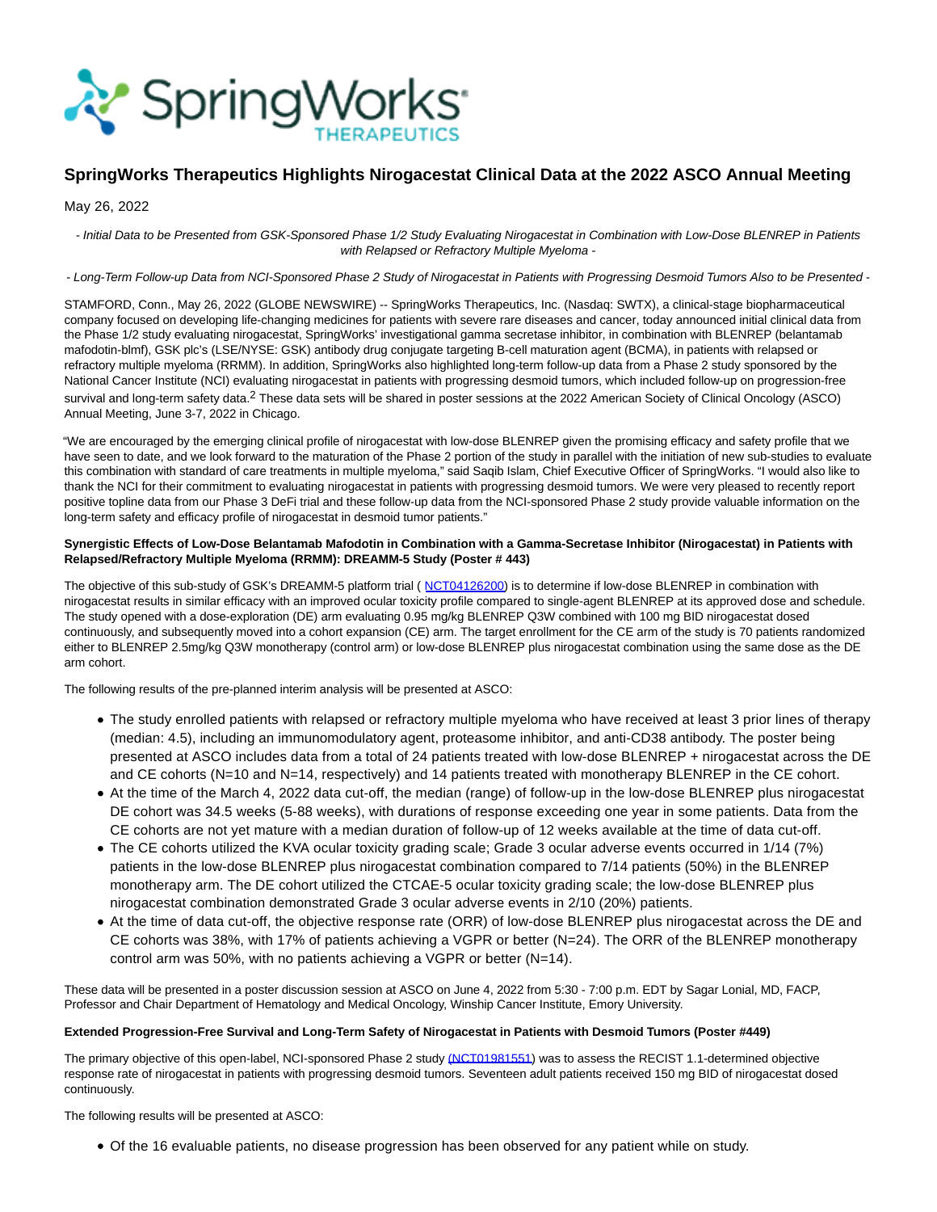# SpringWorks Therapeutics Highlights Nirogacestat Clinical Data at the 2022 ASCO Annual Meeting

May 26, 2022

*- Initial Data to be Presented from GSK-Sponsored Phase 1/2 Study Evaluating Nirogacestat in Combination with Low-Dose BLENREP in Patients with Relapsed or Refractory Multiple Myeloma -*

*- Long-Term Follow-up Data from NCI-Sponsored Phase 2 Study of Nirogacestat in Patients with Progressing Desmoid Tumors Also to be Presented -*

STAMFORD, Conn., May 26, 2022 (GLOBE NEWSWIRE) -- SpringWorks Therapeutics, Inc. (Nasdaq: SWTX), a clinical-stage biopharmaceutical company focused on developing life-changing medicines for patients with severe rare diseases and cancer, today announced initial clinical data from the Phase 1/2 study evaluating nirogacestat, SpringWorks' investigational gamma secretase inhibitor, in combination with BLENREP (belantamab mafodotin-blmf), GSK plc's (LSE/NYSE: GSK) antibody drug conjugate targeting B-cell maturation agent (BCMA), in patients with relapsed or refractory multiple myeloma (RRMM). In addition, SpringWorks also highlighted long-term follow-up data from a Phase 2 study sponsored by the National Cancer Institute (NCI) evaluating nirogacestat in patients with progressing desmoid tumors, which included follow-up on progression-free survival and long-term safety data.[2] These data sets will be shared in poster sessions at the 2022 American Society of Clinical Oncology (ASCO) Annual Meeting, June 3-7, 2022 in Chicago.

"We are encouraged by the emerging clinical profile of nirogacestat with low-dose BLENREP given the promising efficacy and safety profile that we have seen to date, and we look forward to the maturation of the Phase 2 portion of the study in parallel with the initiation of new sub-studies to evaluate this combination with standard of care treatments in multiple myeloma," said Saqib Islam, Chief Executive Officer of SpringWorks. "I would also like to thank the NCI for their commitment to evaluating nirogacestat in patients with progressing desmoid tumors. We were very pleased to recently report positive topline data from our Phase 3 DeFi trial and these follow-up data from the NCI-sponsored Phase 2 study provide valuable information on the long-term safety and efficacy profile of nirogacestat in desmoid tumor patients."

**Synergistic Effects of Low-Dose Belantamab Mafodotin in Combination with a Gamma-Secretase Inhibitor (Nirogacestat) in Patients with Relapsed/Refractory Multiple Myeloma (RRMM): DREAMM-5 Study (Poster # 443)**

The objective of this sub-study of GSK's DREAMM-5 platform trial ( NCT04126200) is to determine if low-dose BLENREP in combination with nirogacestat results in similar efficacy with an improved ocular toxicity profile compared to single-agent BLENREP at its approved dose and schedule. The study opened with a dose-exploration (DE) arm evaluating 0.95 mg/kg BLENREP Q3W combined with 100 mg BID nirogacestat dosed continuously, and subsequently moved into a cohort expansion (CE) arm. The target enrollment for the CE arm of the study is 70 patients randomized either to BLENREP 2.5mg/kg Q3W monotherapy (control arm) or low-dose BLENREP plus nirogacestat combination using the same dose as the DE arm cohort.

The following results of the pre-planned interim analysis will be presented at ASCO:

- The study enrolled patients with relapsed or refractory multiple myeloma who have received at least 3 prior lines of therapy (median: 4.5), including an immunomodulatory agent, proteasome inhibitor, and anti-CD38 antibody. The poster being presented at ASCO includes data from a total of 24 patients treated with low-dose BLENREP + nirogacestat across the DE and CE cohorts (N=10 and N=14, respectively) and 14 patients treated with monotherapy BLENREP in the CE cohort.
- At the time of the March 4, 2022 data cut-off, the median (range) of follow-up in the low-dose BLENREP plus nirogacestat DE cohort was 34.5 weeks (5-88 weeks), with durations of response exceeding one year in some patients. Data from the CE cohorts are not yet mature with a median duration of follow-up of 12 weeks available at the time of data cut-off.
- The CE cohorts utilized the KVA ocular toxicity grading scale; Grade 3 ocular adverse events occurred in 1/14 (7%) patients in the low-dose BLENREP plus nirogacestat combination compared to 7/14 patients (50%) in the BLENREP monotherapy arm. The DE cohort utilized the CTCAE-5 ocular toxicity grading scale; the low-dose BLENREP plus nirogacestat combination demonstrated Grade 3 ocular adverse events in 2/10 (20%) patients.
- At the time of data cut-off, the objective response rate (ORR) of low-dose BLENREP plus nirogacestat across the DE and CE cohorts was 38%, with 17% of patients achieving a VGPR or better (N=24). The ORR of the BLENREP monotherapy control arm was 50%, with no patients achieving a VGPR or better (N=14).

These data will be presented in a poster discussion session at ASCO on June 4, 2022 from 5:30 - 7:00 p.m. EDT by Sagar Lonial, MD, FACP, Professor and Chair Department of Hematology and Medical Oncology, Winship Cancer Institute, Emory University.

**Extended Progression-Free Survival and Long-Term Safety of Nirogacestat in Patients with Desmoid Tumors (Poster #449)**

The primary objective of this open-label, NCI-sponsored Phase 2 study (NCT01981551) was to assess the RECIST 1.1-determined objective response rate of nirogacestat in patients with progressing desmoid tumors. Seventeen adult patients received 150 mg BID of nirogacestat dosed continuously.

The following results will be presented at ASCO:

- Of the 16 evaluable patients, no disease progression has been observed for any patient while on study.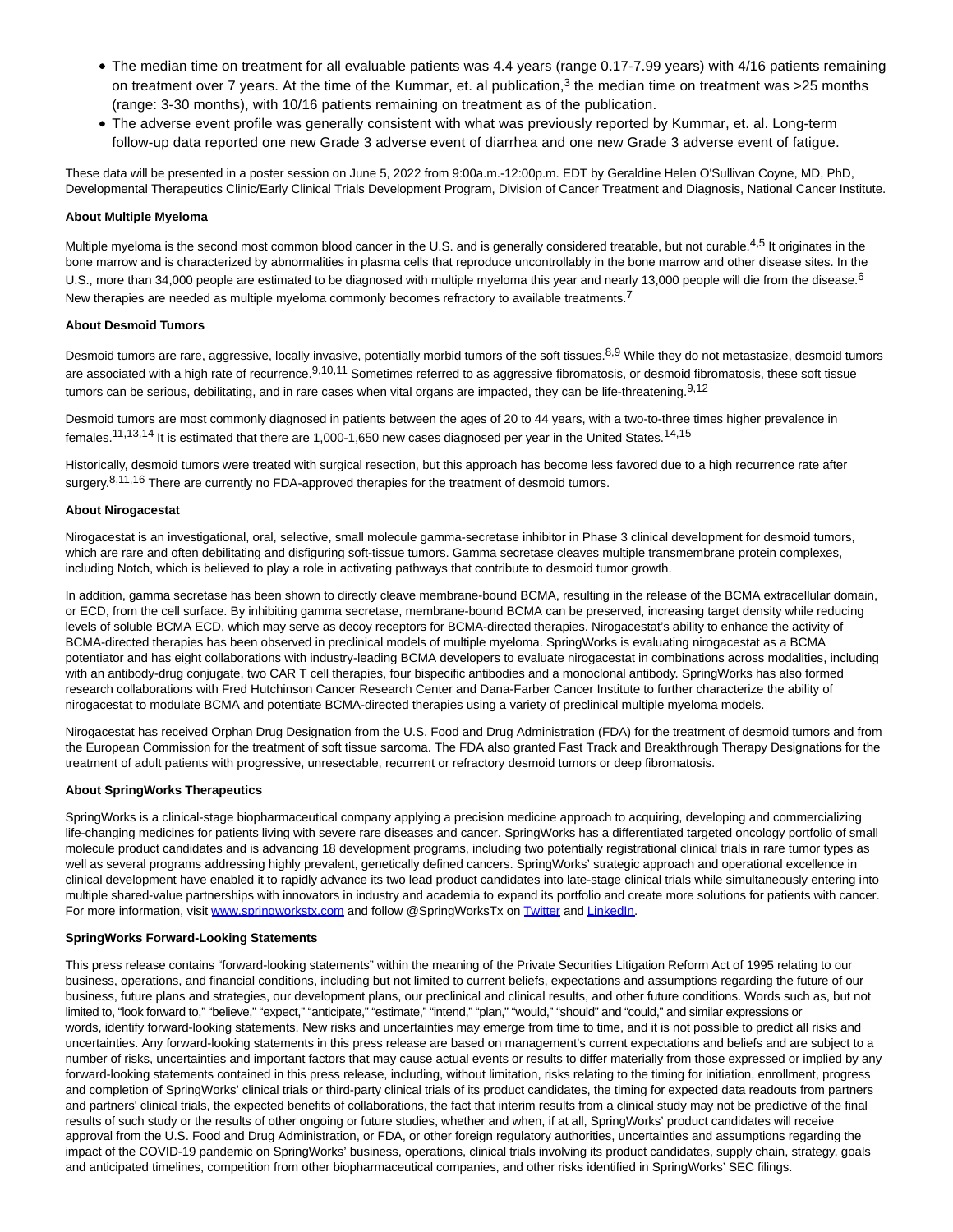- The median time on treatment for all evaluable patients was 4.4 years (range 0.17-7.99 years) with 4/16 patients remaining on treatment over 7 years. At the time of the Kummar, et. al publication,[3] the median time on treatment was >25 months (range: 3-30 months), with 10/16 patients remaining on treatment as of the publication.
- The adverse event profile was generally consistent with what was previously reported by Kummar, et. al. Long-term follow-up data reported one new Grade 3 adverse event of diarrhea and one new Grade 3 adverse event of fatigue.

These data will be presented in a poster session on June 5, 2022 from 9:00a.m.-12:00p.m. EDT by Geraldine Helen O'Sullivan Coyne, MD, PhD, Developmental Therapeutics Clinic/Early Clinical Trials Development Program, Division of Cancer Treatment and Diagnosis, National Cancer Institute.

**About Multiple Myeloma**

Multiple myeloma is the second most common blood cancer in the U.S. and is generally considered treatable, but not curable.[4,5] It originates in the bone marrow and is characterized by abnormalities in plasma cells that reproduce uncontrollably in the bone marrow and other disease sites. In the U.S., more than 34,000 people are estimated to be diagnosed with multiple myeloma this year and nearly 13,000 people will die from the disease.[6] New therapies are needed as multiple myeloma commonly becomes refractory to available treatments.[7]

**About Desmoid Tumors**

Desmoid tumors are rare, aggressive, locally invasive, potentially morbid tumors of the soft tissues.[8,9] While they do not metastasize, desmoid tumors are associated with a high rate of recurrence.[9,10,11] Sometimes referred to as aggressive fibromatosis, or desmoid fibromatosis, these soft tissue tumors can be serious, debilitating, and in rare cases when vital organs are impacted, they can be life-threatening.[9,12]

Desmoid tumors are most commonly diagnosed in patients between the ages of 20 to 44 years, with a two-to-three times higher prevalence in females.[11,13,14] It is estimated that there are 1,000-1,650 new cases diagnosed per year in the United States.[14,15]

Historically, desmoid tumors were treated with surgical resection, but this approach has become less favored due to a high recurrence rate after surgery.[8,11,16] There are currently no FDA-approved therapies for the treatment of desmoid tumors.

**About Nirogacestat**

Nirogacestat is an investigational, oral, selective, small molecule gamma-secretase inhibitor in Phase 3 clinical development for desmoid tumors, which are rare and often debilitating and disfiguring soft-tissue tumors. Gamma secretase cleaves multiple transmembrane protein complexes, including Notch, which is believed to play a role in activating pathways that contribute to desmoid tumor growth.

In addition, gamma secretase has been shown to directly cleave membrane-bound BCMA, resulting in the release of the BCMA extracellular domain, or ECD, from the cell surface. By inhibiting gamma secretase, membrane-bound BCMA can be preserved, increasing target density while reducing levels of soluble BCMA ECD, which may serve as decoy receptors for BCMA-directed therapies. Nirogacestat's ability to enhance the activity of BCMA-directed therapies has been observed in preclinical models of multiple myeloma. SpringWorks is evaluating nirogacestat as a BCMA potentiator and has eight collaborations with industry-leading BCMA developers to evaluate nirogacestat in combinations across modalities, including with an antibody-drug conjugate, two CAR T cell therapies, four bispecific antibodies and a monoclonal antibody. SpringWorks has also formed research collaborations with Fred Hutchinson Cancer Research Center and Dana-Farber Cancer Institute to further characterize the ability of nirogacestat to modulate BCMA and potentiate BCMA-directed therapies using a variety of preclinical multiple myeloma models.

Nirogacestat has received Orphan Drug Designation from the U.S. Food and Drug Administration (FDA) for the treatment of desmoid tumors and from the European Commission for the treatment of soft tissue sarcoma. The FDA also granted Fast Track and Breakthrough Therapy Designations for the treatment of adult patients with progressive, unresectable, recurrent or refractory desmoid tumors or deep fibromatosis.

**About SpringWorks Therapeutics**

SpringWorks is a clinical-stage biopharmaceutical company applying a precision medicine approach to acquiring, developing and commercializing life-changing medicines for patients living with severe rare diseases and cancer. SpringWorks has a differentiated targeted oncology portfolio of small molecule product candidates and is advancing 18 development programs, including two potentially registrational clinical trials in rare tumor types as well as several programs addressing highly prevalent, genetically defined cancers. SpringWorks' strategic approach and operational excellence in clinical development have enabled it to rapidly advance its two lead product candidates into late-stage clinical trials while simultaneously entering into multiple shared-value partnerships with innovators in industry and academia to expand its portfolio and create more solutions for patients with cancer. For more information, visit www.springworkstx.com and follow @SpringWorksTx on Twitter and LinkedIn.

**SpringWorks Forward-Looking Statements**

This press release contains "forward-looking statements" within the meaning of the Private Securities Litigation Reform Act of 1995 relating to our business, operations, and financial conditions, including but not limited to current beliefs, expectations and assumptions regarding the future of our business, future plans and strategies, our development plans, our preclinical and clinical results, and other future conditions. Words such as, but not limited to, "look forward to," "believe," "expect," "anticipate," "estimate," "intend," "plan," "would," "should" and "could," and similar expressions or words, identify forward-looking statements. New risks and uncertainties may emerge from time to time, and it is not possible to predict all risks and uncertainties. Any forward-looking statements in this press release are based on management's current expectations and beliefs and are subject to a number of risks, uncertainties and important factors that may cause actual events or results to differ materially from those expressed or implied by any forward-looking statements contained in this press release, including, without limitation, risks relating to the timing for initiation, enrollment, progress and completion of SpringWorks' clinical trials or third-party clinical trials of its product candidates, the timing for expected data readouts from partners and partners' clinical trials, the expected benefits of collaborations, the fact that interim results from a clinical study may not be predictive of the final results of such study or the results of other ongoing or future studies, whether and when, if at all, SpringWorks' product candidates will receive approval from the U.S. Food and Drug Administration, or FDA, or other foreign regulatory authorities, uncertainties and assumptions regarding the impact of the COVID-19 pandemic on SpringWorks' business, operations, clinical trials involving its product candidates, supply chain, strategy, goals and anticipated timelines, competition from other biopharmaceutical companies, and other risks identified in SpringWorks' SEC filings.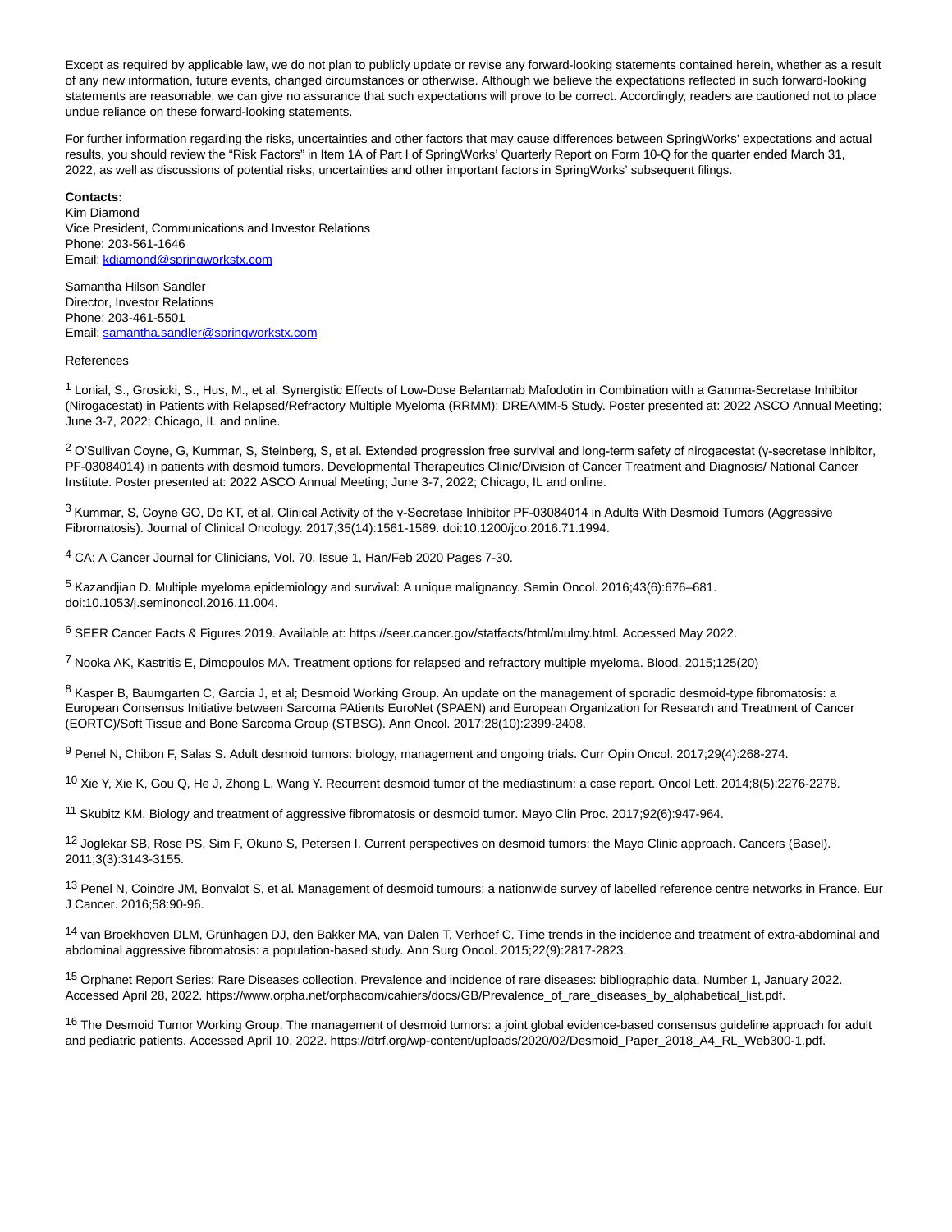Except as required by applicable law, we do not plan to publicly update or revise any forward-looking statements contained herein, whether as a result of any new information, future events, changed circumstances or otherwise. Although we believe the expectations reflected in such forward-looking statements are reasonable, we can give no assurance that such expectations will prove to be correct. Accordingly, readers are cautioned not to place undue reliance on these forward-looking statements.

For further information regarding the risks, uncertainties and other factors that may cause differences between SpringWorks' expectations and actual results, you should review the "Risk Factors" in Item 1A of Part I of SpringWorks' Quarterly Report on Form 10-Q for the quarter ended March 31, 2022, as well as discussions of potential risks, uncertainties and other important factors in SpringWorks' subsequent filings.

**Contacts:**
Kim Diamond
Vice President, Communications and Investor Relations
Phone: 203-561-1646
Email: kdiamond@springworkstx.com

Samantha Hilson Sandler
Director, Investor Relations
Phone: 203-461-5501
Email: samantha.sandler@springworkstx.com

References

[1] Lonial, S., Grosicki, S., Hus, M., et al. Synergistic Effects of Low-Dose Belantamab Mafodotin in Combination with a Gamma-Secretase Inhibitor (Nirogacestat) in Patients with Relapsed/Refractory Multiple Myeloma (RRMM): DREAMM-5 Study. Poster presented at: 2022 ASCO Annual Meeting; June 3-7, 2022; Chicago, IL and online.

[2] O'Sullivan Coyne, G, Kummar, S, Steinberg, S, et al. Extended progression free survival and long-term safety of nirogacestat (γ-secretase inhibitor, PF-03084014) in patients with desmoid tumors. Developmental Therapeutics Clinic/Division of Cancer Treatment and Diagnosis/ National Cancer Institute. Poster presented at: 2022 ASCO Annual Meeting; June 3-7, 2022; Chicago, IL and online.

[3] Kummar, S, Coyne GO, Do KT, et al. Clinical Activity of the γ-Secretase Inhibitor PF-03084014 in Adults With Desmoid Tumors (Aggressive Fibromatosis). Journal of Clinical Oncology. 2017;35(14):1561-1569. doi:10.1200/jco.2016.71.1994.

[4] CA: A Cancer Journal for Clinicians, Vol. 70, Issue 1, Han/Feb 2020 Pages 7-30.

[5] Kazandjian D. Multiple myeloma epidemiology and survival: A unique malignancy. Semin Oncol. 2016;43(6):676–681. doi:10.1053/j.seminoncol.2016.11.004.

[6] SEER Cancer Facts & Figures 2019. Available at: https://seer.cancer.gov/statfacts/html/mulmy.html. Accessed May 2022.

[7] Nooka AK, Kastritis E, Dimopoulos MA. Treatment options for relapsed and refractory multiple myeloma. Blood. 2015;125(20)

[8] Kasper B, Baumgarten C, Garcia J, et al; Desmoid Working Group. An update on the management of sporadic desmoid-type fibromatosis: a European Consensus Initiative between Sarcoma PAtients EuroNet (SPAEN) and European Organization for Research and Treatment of Cancer (EORTC)/Soft Tissue and Bone Sarcoma Group (STBSG). Ann Oncol. 2017;28(10):2399-2408.

[9] Penel N, Chibon F, Salas S. Adult desmoid tumors: biology, management and ongoing trials. Curr Opin Oncol. 2017;29(4):268-274.

[10] Xie Y, Xie K, Gou Q, He J, Zhong L, Wang Y. Recurrent desmoid tumor of the mediastinum: a case report. Oncol Lett. 2014;8(5):2276-2278.

[11] Skubitz KM. Biology and treatment of aggressive fibromatosis or desmoid tumor. Mayo Clin Proc. 2017;92(6):947-964.

[12] Joglekar SB, Rose PS, Sim F, Okuno S, Petersen I. Current perspectives on desmoid tumors: the Mayo Clinic approach. Cancers (Basel). 2011;3(3):3143-3155.

[13] Penel N, Coindre JM, Bonvalot S, et al. Management of desmoid tumours: a nationwide survey of labelled reference centre networks in France. Eur J Cancer. 2016;58:90-96.

[14] van Broekhoven DLM, Grünhagen DJ, den Bakker MA, van Dalen T, Verhoef C. Time trends in the incidence and treatment of extra-abdominal and abdominal aggressive fibromatosis: a population-based study. Ann Surg Oncol. 2015;22(9):2817-2823.

[15] Orphanet Report Series: Rare Diseases collection. Prevalence and incidence of rare diseases: bibliographic data. Number 1, January 2022. Accessed April 28, 2022. https://www.orpha.net/orphacom/cahiers/docs/GB/Prevalence_of_rare_diseases_by_alphabetical_list.pdf.

[16] The Desmoid Tumor Working Group. The management of desmoid tumors: a joint global evidence-based consensus guideline approach for adult and pediatric patients. Accessed April 10, 2022. https://dtrf.org/wp-content/uploads/2020/02/Desmoid_Paper_2018_A4_RL_Web300-1.pdf.